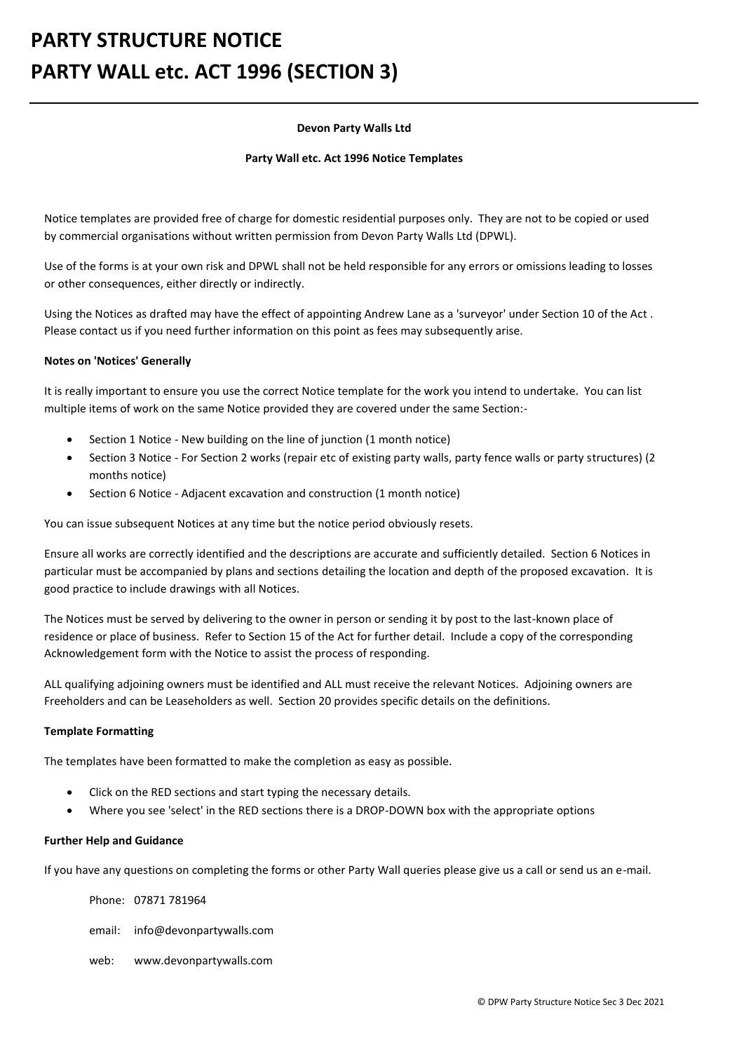# PARTY STRUCTURE NOTICE
# PARTY WALL etc. ACT 1996 (SECTION 3)

**Devon Party Walls Ltd**

**Party Wall etc. Act 1996 Notice Templates**

Notice templates are provided free of charge for domestic residential purposes only. They are not to be copied or used by commercial organisations without written permission from Devon Party Walls Ltd (DPWL).

Use of the forms is at your own risk and DPWL shall not be held responsible for any errors or omissions leading to losses or other consequences, either directly or indirectly.

Using the Notices as drafted may have the effect of appointing Andrew Lane as a 'surveyor' under Section 10 of the Act . Please contact us if you need further information on this point as fees may subsequently arise.

**Notes on 'Notices' Generally**

It is really important to ensure you use the correct Notice template for the work you intend to undertake. You can list multiple items of work on the same Notice provided they are covered under the same Section:-

- Section 1 Notice - New building on the line of junction (1 month notice)
- Section 3 Notice - For Section 2 works (repair etc of existing party walls, party fence walls or party structures) (2 months notice)
- Section 6 Notice - Adjacent excavation and construction (1 month notice)

You can issue subsequent Notices at any time but the notice period obviously resets.

Ensure all works are correctly identified and the descriptions are accurate and sufficiently detailed. Section 6 Notices in particular must be accompanied by plans and sections detailing the location and depth of the proposed excavation. It is good practice to include drawings with all Notices.

The Notices must be served by delivering to the owner in person or sending it by post to the last-known place of residence or place of business. Refer to Section 15 of the Act for further detail. Include a copy of the corresponding Acknowledgement form with the Notice to assist the process of responding.

ALL qualifying adjoining owners must be identified and ALL must receive the relevant Notices. Adjoining owners are Freeholders and can be Leaseholders as well. Section 20 provides specific details on the definitions.

**Template Formatting**

The templates have been formatted to make the completion as easy as possible.

- Click on the RED sections and start typing the necessary details.
- Where you see 'select' in the RED sections there is a DROP-DOWN box with the appropriate options

**Further Help and Guidance**

If you have any questions on completing the forms or other Party Wall queries please give us a call or send us an e-mail.

Phone: 07871 781964

email: info@devonpartywalls.com

web: www.devonpartywalls.com

© DPW Party Structure Notice Sec 3 Dec 2021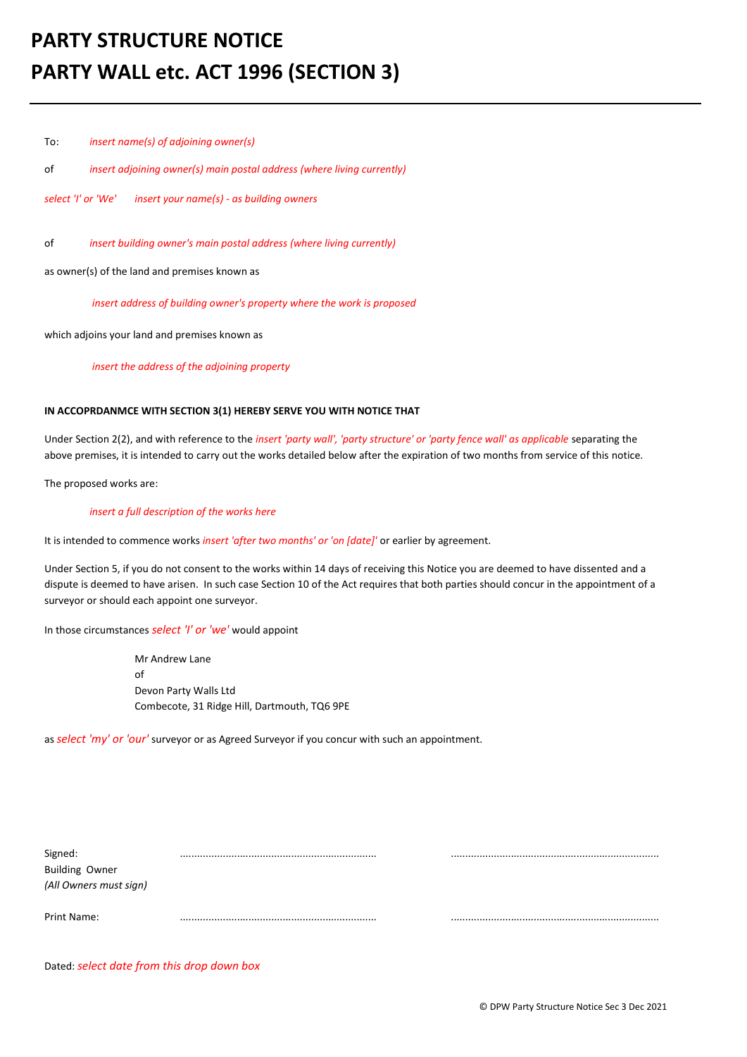# PARTY STRUCTURE NOTICE

# PARTY WALL etc. ACT 1996 (SECTION 3)

---

To: *insert name(s) of adjoining owner(s)*

of *insert adjoining owner(s) main postal address (where living currently)*

*select 'I' or 'We'* *insert your name(s) - as building owners*

of *insert building owner's main postal address (where living currently)*

as owner(s) of the land and premises known as

*insert address of building owner's property where the work is proposed*

which adjoins your land and premises known as

*insert the address of the adjoining property*

**IN ACCOPRDANMCE WITH SECTION 3(1) HEREBY SERVE YOU WITH NOTICE THAT**

Under Section 2(2), and with reference to the *insert 'party wall', 'party structure' or 'party fence wall' as applicable* separating the above premises, it is intended to carry out the works detailed below after the expiration of two months from service of this notice.

The proposed works are:

*insert a full description of the works here*

It is intended to commence works *insert 'after two months' or 'on [date]'* or earlier by agreement.

Under Section 5, if you do not consent to the works within 14 days of receiving this Notice you are deemed to have dissented and a dispute is deemed to have arisen. In such case Section 10 of the Act requires that both parties should concur in the appointment of a surveyor or should each appoint one surveyor.

In those circumstances *select 'I' or 'we'* would appoint

Mr Andrew Lane
of
Devon Party Walls Ltd
Combecote, 31 Ridge Hill, Dartmouth, TQ6 9PE

as *select 'my' or 'our'* surveyor or as Agreed Surveyor if you concur with such an appointment.

| | | |
|---|---|---|
| Signed:<br>Building Owner<br>*(All Owners must sign)* | ...................................................................... | ...................................................................... |
| Print Name: | ...................................................................... | ...................................................................... |

Dated: *select date from this drop down box*

© DPW Party Structure Notice Sec 3 Dec 2021